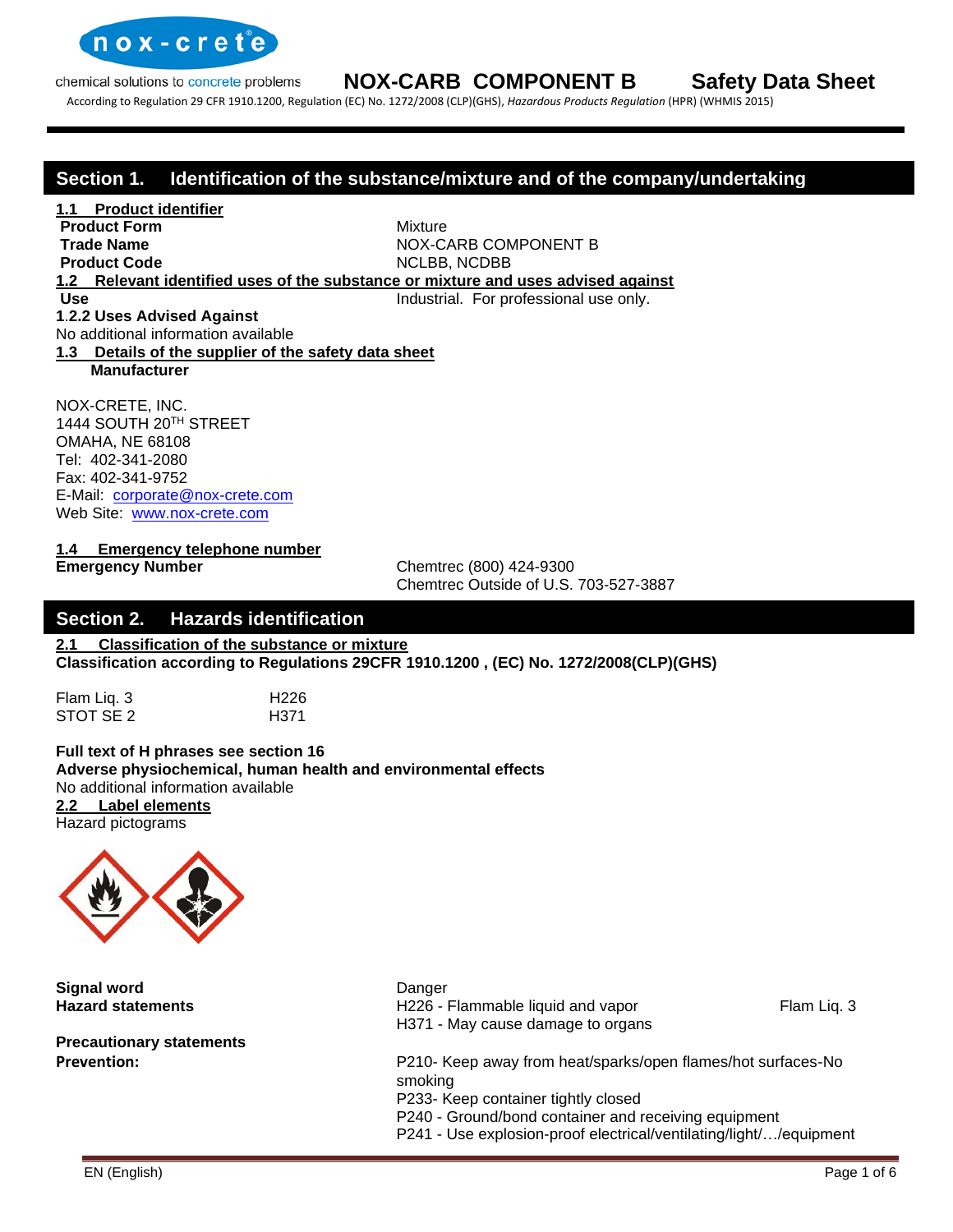# NOX-CARB COMPONENT B Safety Data Sheet

According to Regulation 29 CFR 1910.1200, Regulation (EC) No. 1272/2008 (CLP)(GHS), *Hazardous Products Regulation* (HPR) (WHMIS 2015)

## Section 1. Identification of the substance/mixture and of the company/undertaking

### 1.1 Product identifier

| | |
|---|---|
| **Product Form** | Mixture |
| **Trade Name** | NOX-CARB COMPONENT B |
| **Product Code** | NCLBB, NCDBB |

### 1.2 Relevant identified uses of the substance or mixture and uses advised against

| | |
|---|---|
| **Use** | Industrial. For professional use only. |

**1.2.2 Uses Advised Against**

No additional information available

### 1.3 Details of the supplier of the safety data sheet

**Manufacturer**

NOX-CRETE, INC.
1444 SOUTH 20TH STREET
OMAHA, NE 68108
Tel: 402-341-2080
Fax: 402-341-9752
E-Mail: corporate@nox-crete.com
Web Site: www.nox-crete.com

### 1.4 Emergency telephone number

| | |
|---|---|
| **Emergency Number** | Chemtrec (800) 424-9300<br>Chemtrec Outside of U.S. 703-527-3887 |

## Section 2. Hazards identification

### 2.1 Classification of the substance or mixture

**Classification according to Regulations 29CFR 1910.1200 , (EC) No. 1272/2008(CLP)(GHS)**

| | |
|---|---|
| Flam Liq. 3 | H226 |
| STOT SE 2 | H371 |

**Full text of H phrases see section 16**

**Adverse physiochemical, human health and environmental effects**

No additional information available

### 2.2 Label elements

Hazard pictograms

| | | |
|---|---|---|
| **Signal word** | Danger | |
| **Hazard statements** | H226 - Flammable liquid and vapor | Flam Liq. 3 |
| | H371 - May cause damage to organs | |

**Precautionary statements**

**Prevention:**

P210- Keep away from heat/sparks/open flames/hot surfaces-No smoking
P233- Keep container tightly closed
P240 - Ground/bond container and receiving equipment
P241 - Use explosion-proof electrical/ventilating/light/…/equipment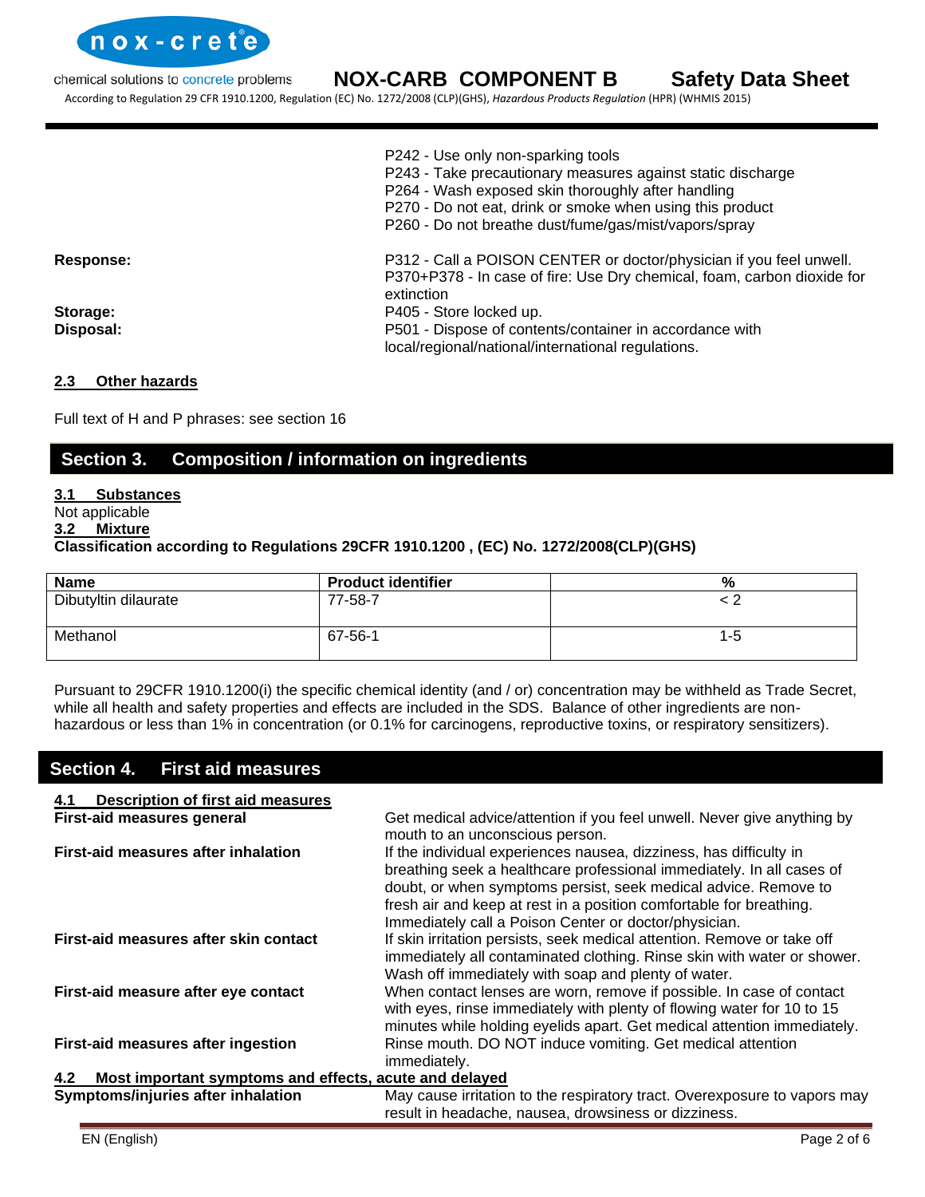P242 - Use only non-sparking tools
P243 - Take precautionary measures against static discharge
P264 - Wash exposed skin thoroughly after handling
P270 - Do not eat, drink or smoke when using this product
P260 - Do not breathe dust/fume/gas/mist/vapors/spray

**Response:** P312 - Call a POISON CENTER or doctor/physician if you feel unwell.
P370+P378 - In case of fire: Use Dry chemical, foam, carbon dioxide for extinction

**Storage:** P405 - Store locked up.

**Disposal:** P501 - Dispose of contents/container in accordance with local/regional/national/international regulations.

### 2.3 Other hazards

Full text of H and P phrases: see section 16

## Section 3. Composition / information on ingredients

### 3.1 Substances

Not applicable

### 3.2 Mixture

**Classification according to Regulations 29CFR 1910.1200 , (EC) No. 1272/2008(CLP)(GHS)**

| Name | Product identifier | % |
|---|---|---|
| Dibutyltin dilaurate | 77-58-7 | < 2 |
| Methanol | 67-56-1 | 1-5 |

Pursuant to 29CFR 1910.1200(i) the specific chemical identity (and / or) concentration may be withheld as Trade Secret, while all health and safety properties and effects are included in the SDS. Balance of other ingredients are non-hazardous or less than 1% in concentration (or 0.1% for carcinogens, reproductive toxins, or respiratory sensitizers).

## Section 4. First aid measures

### 4.1 Description of first aid measures

**First-aid measures general:** Get medical advice/attention if you feel unwell. Never give anything by mouth to an unconscious person.

**First-aid measures after inhalation:** If the individual experiences nausea, dizziness, has difficulty in breathing seek a healthcare professional immediately. In all cases of doubt, or when symptoms persist, seek medical advice. Remove to fresh air and keep at rest in a position comfortable for breathing. Immediately call a Poison Center or doctor/physician.

**First-aid measures after skin contact:** If skin irritation persists, seek medical attention. Remove or take off immediately all contaminated clothing. Rinse skin with water or shower. Wash off immediately with soap and plenty of water.

**First-aid measure after eye contact:** When contact lenses are worn, remove if possible. In case of contact with eyes, rinse immediately with plenty of flowing water for 10 to 15 minutes while holding eyelids apart. Get medical attention immediately.

**First-aid measures after ingestion:** Rinse mouth. DO NOT induce vomiting. Get medical attention immediately.

### 4.2 Most important symptoms and effects, acute and delayed

**Symptoms/injuries after inhalation:** May cause irritation to the respiratory tract. Overexposure to vapors may result in headache, nausea, drowsiness or dizziness.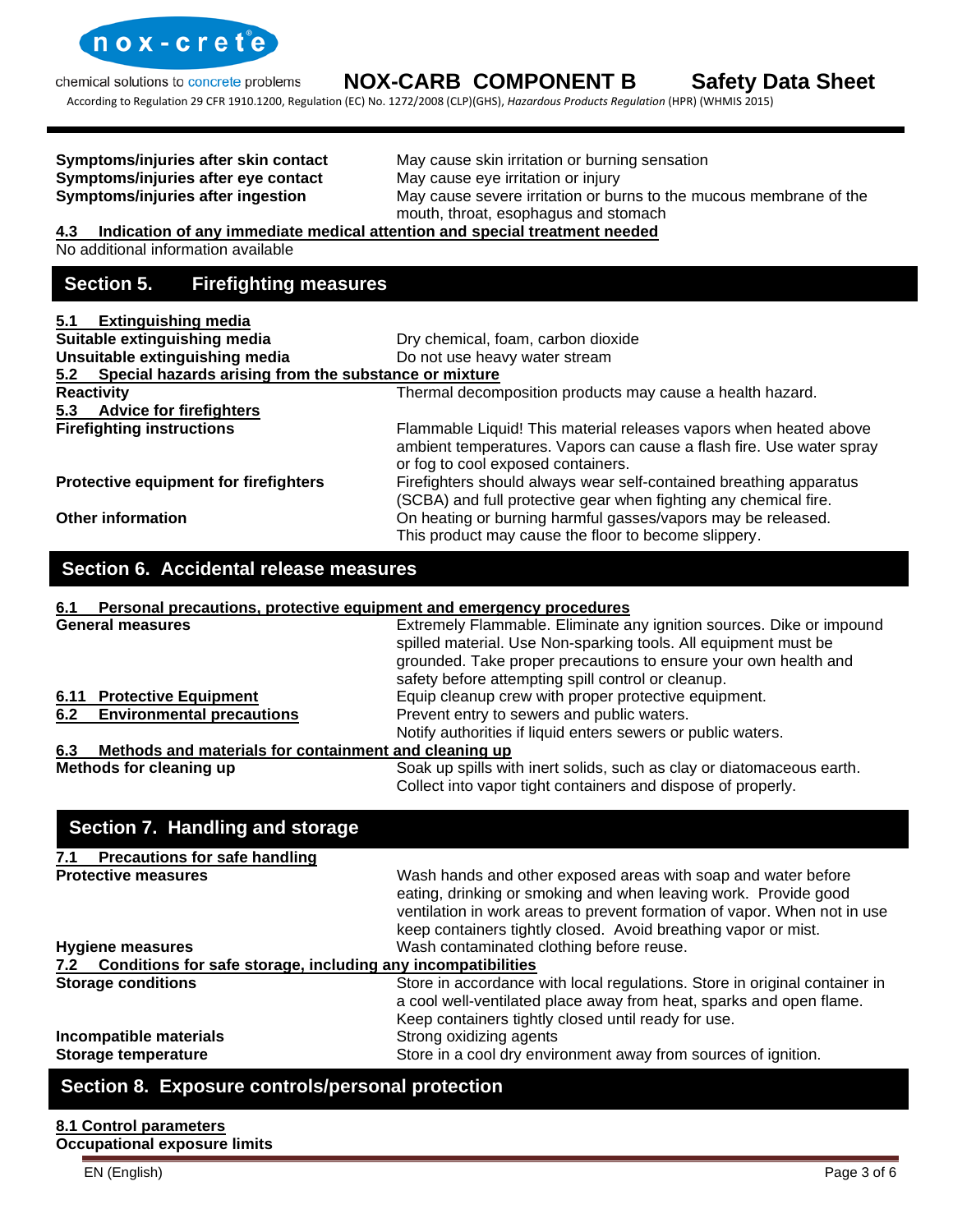| | |
|---|---|
| **Symptoms/injuries after skin contact** | May cause skin irritation or burning sensation |
| **Symptoms/injuries after eye contact** | May cause eye irritation or injury |
| **Symptoms/injuries after ingestion** | May cause severe irritation or burns to the mucous membrane of the mouth, throat, esophagus and stomach |

**4.3 Indication of any immediate medical attention and special treatment needed**

No additional information available

## Section 5. Firefighting measures

**5.1 Extinguishing media**

| | |
|---|---|
| **Suitable extinguishing media** | Dry chemical, foam, carbon dioxide |
| **Unsuitable extinguishing media** | Do not use heavy water stream |

**5.2 Special hazards arising from the substance or mixture**

| | |
|---|---|
| **Reactivity** | Thermal decomposition products may cause a health hazard. |

**5.3 Advice for firefighters**

| | |
|---|---|
| **Firefighting instructions** | Flammable Liquid! This material releases vapors when heated above ambient temperatures. Vapors can cause a flash fire. Use water spray or fog to cool exposed containers. |
| **Protective equipment for firefighters** | Firefighters should always wear self-contained breathing apparatus (SCBA) and full protective gear when fighting any chemical fire. |
| **Other information** | On heating or burning harmful gasses/vapors may be released. This product may cause the floor to become slippery. |

## Section 6. Accidental release measures

**6.1 Personal precautions, protective equipment and emergency procedures**

| | |
|---|---|
| **General measures** | Extremely Flammable. Eliminate any ignition sources. Dike or impound spilled material. Use Non-sparking tools. All equipment must be grounded. Take proper precautions to ensure your own health and safety before attempting spill control or cleanup. |
| **6.11 Protective Equipment** | Equip cleanup crew with proper protective equipment. |
| **6.2 Environmental precautions** | Prevent entry to sewers and public waters. Notify authorities if liquid enters sewers or public waters. |

**6.3 Methods and materials for containment and cleaning up**

| | |
|---|---|
| **Methods for cleaning up** | Soak up spills with inert solids, such as clay or diatomaceous earth. Collect into vapor tight containers and dispose of properly. |

## Section 7. Handling and storage

**7.1 Precautions for safe handling**

| | |
|---|---|
| **Protective measures** | Wash hands and other exposed areas with soap and water before eating, drinking or smoking and when leaving work. Provide good ventilation in work areas to prevent formation of vapor. When not in use keep containers tightly closed. Avoid breathing vapor or mist. |
| **Hygiene measures** | Wash contaminated clothing before reuse. |

**7.2 Conditions for safe storage, including any incompatibilities**

| | |
|---|---|
| **Storage conditions** | Store in accordance with local regulations. Store in original container in a cool well-ventilated place away from heat, sparks and open flame. Keep containers tightly closed until ready for use. |
| **Incompatible materials** | Strong oxidizing agents |
| **Storage temperature** | Store in a cool dry environment away from sources of ignition. |

## Section 8. Exposure controls/personal protection

**8.1 Control parameters**

**Occupational exposure limits**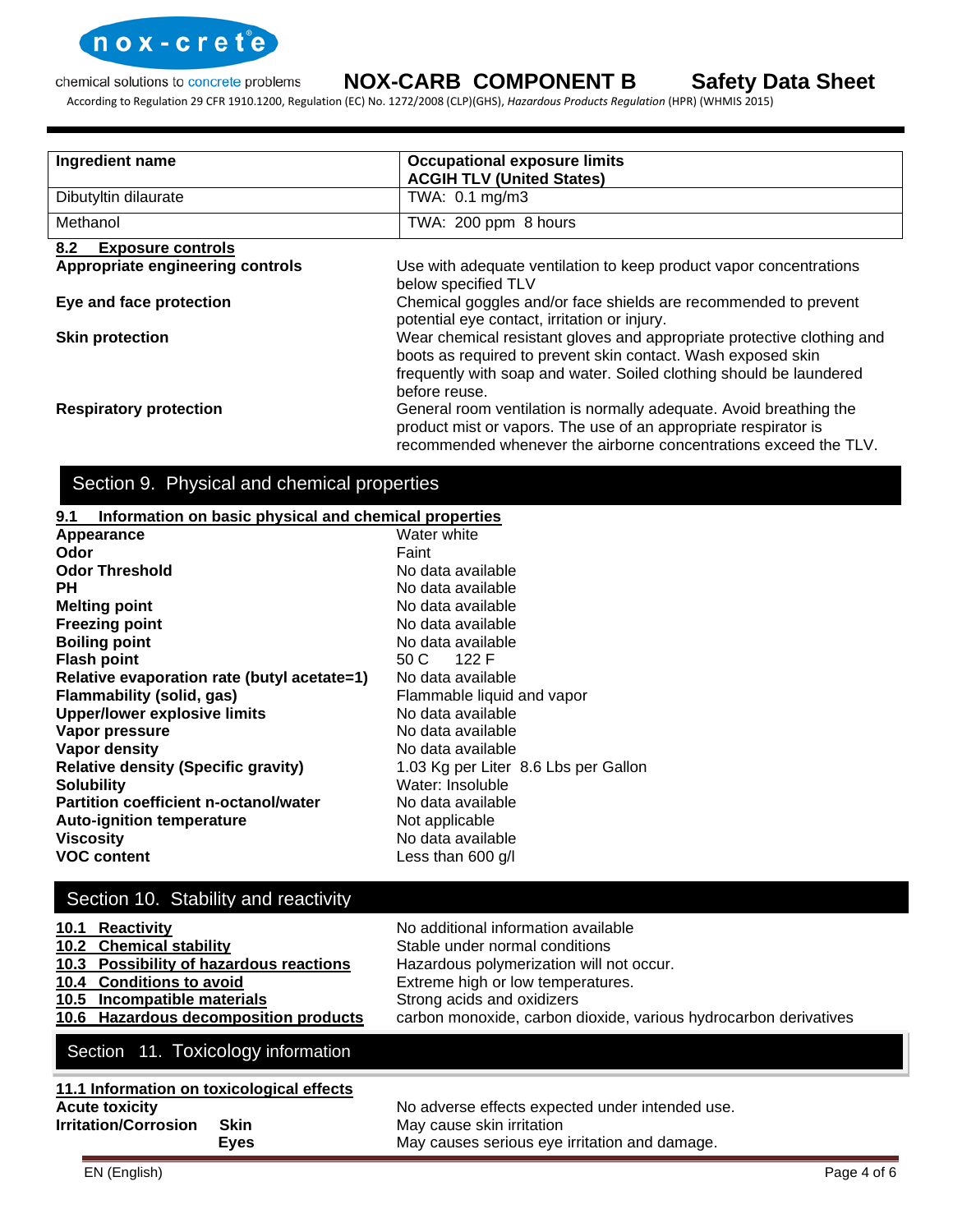| Ingredient name | Occupational exposure limits ACGIH TLV (United States) |
| --- | --- |
| Dibutyltin dilaurate | TWA: 0.1 mg/m3 |
| Methanol | TWA: 200 ppm 8 hours |

**8.2 Exposure controls**

| | |
| --- | --- |
| **Appropriate engineering controls** | Use with adequate ventilation to keep product vapor concentrations below specified TLV |
| **Eye and face protection** | Chemical goggles and/or face shields are recommended to prevent potential eye contact, irritation or injury. |
| **Skin protection** | Wear chemical resistant gloves and appropriate protective clothing and boots as required to prevent skin contact. Wash exposed skin frequently with soap and water. Soiled clothing should be laundered before reuse. |
| **Respiratory protection** | General room ventilation is normally adequate. Avoid breathing the product mist or vapors. The use of an appropriate respirator is recommended whenever the airborne concentrations exceed the TLV. |

## Section 9. Physical and chemical properties

**9.1 Information on basic physical and chemical properties**

| | |
| --- | --- |
| **Appearance** | Water white |
| **Odor** | Faint |
| **Odor Threshold** | No data available |
| **PH** | No data available |
| **Melting point** | No data available |
| **Freezing point** | No data available |
| **Boiling point** | No data available |
| **Flash point** | 50 C 122 F |
| **Relative evaporation rate (butyl acetate=1)** | No data available |
| **Flammability (solid, gas)** | Flammable liquid and vapor |
| **Upper/lower explosive limits** | No data available |
| **Vapor pressure** | No data available |
| **Vapor density** | No data available |
| **Relative density (Specific gravity)** | 1.03 Kg per Liter 8.6 Lbs per Gallon |
| **Solubility** | Water: Insoluble |
| **Partition coefficient n-octanol/water** | No data available |
| **Auto-ignition temperature** | Not applicable |
| **Viscosity** | No data available |
| **VOC content** | Less than 600 g/l |

## Section 10. Stability and reactivity

| | |
| --- | --- |
| **10.1 Reactivity** | No additional information available |
| **10.2 Chemical stability** | Stable under normal conditions |
| **10.3 Possibility of hazardous reactions** | Hazardous polymerization will not occur. |
| **10.4 Conditions to avoid** | Extreme high or low temperatures. |
| **10.5 Incompatible materials** | Strong acids and oxidizers |
| **10.6 Hazardous decomposition products** | carbon monoxide, carbon dioxide, various hydrocarbon derivatives |

## Section 11. Toxicology information

**11.1 Information on toxicological effects**

| | | |
| --- | --- | --- |
| **Acute toxicity** | | No adverse effects expected under intended use. |
| **Irritation/Corrosion** | **Skin** | May cause skin irritation |
| | **Eyes** | May causes serious eye irritation and damage. |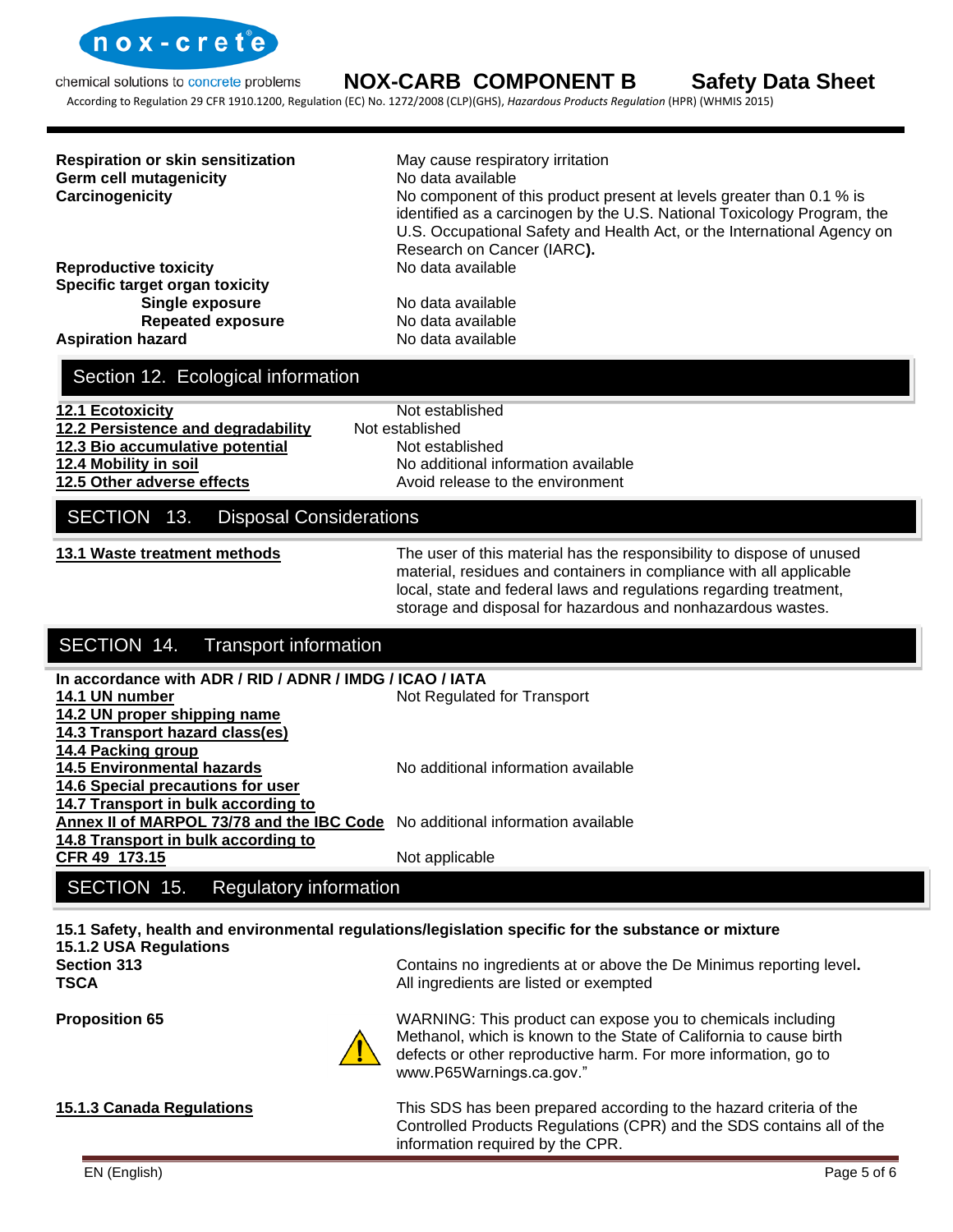| | |
|---|---|
| **Respiration or skin sensitization** | May cause respiratory irritation |
| **Germ cell mutagenicity** | No data available |
| **Carcinogenicity** | No component of this product present at levels greater than 0.1 % is identified as a carcinogen by the U.S. National Toxicology Program, the U.S. Occupational Safety and Health Act, or the International Agency on Research on Cancer (IARC**).** |
| **Reproductive toxicity** | No data available |
| **Specific target organ toxicity** | |
| **Single exposure** | No data available |
| **Repeated exposure** | No data available |
| **Aspiration hazard** | No data available |

## Section 12. Ecological information

| | |
|---|---|
| **12.1 Ecotoxicity** | Not established |
| **12.2 Persistence and degradability** | Not established |
| **12.3 Bio accumulative potential** | Not established |
| **12.4 Mobility in soil** | No additional information available |
| **12.5 Other adverse effects** | Avoid release to the environment |

## SECTION 13. Disposal Considerations

| | |
|---|---|
| **13.1 Waste treatment methods** | The user of this material has the responsibility to dispose of unused material, residues and containers in compliance with all applicable local, state and federal laws and regulations regarding treatment, storage and disposal for hazardous and nonhazardous wastes. |

## SECTION 14. Transport information

**In accordance with ADR / RID / ADNR / IMDG / ICAO / IATA**

| | |
|---|---|
| **14.1 UN number** | Not Regulated for Transport |
| **14.2 UN proper shipping name** | |
| **14.3 Transport hazard class(es)** | |
| **14.4 Packing group** | |
| **14.5 Environmental hazards** | No additional information available |
| **14.6 Special precautions for user** | |
| **14.7 Transport in bulk according to Annex II of MARPOL 73/78 and the IBC Code** | No additional information available |
| **14.8 Transport in bulk according to CFR 49 173.15** | Not applicable |

## SECTION 15. Regulatory information

**15.1 Safety, health and environmental regulations/legislation specific for the substance or mixture**

**15.1.2 USA Regulations**

| | |
|---|---|
| **Section 313** | Contains no ingredients at or above the De Minimus reporting level**.** |
| **TSCA** | All ingredients are listed or exempted |
| **Proposition 65** | WARNING: This product can expose you to chemicals including Methanol, which is known to the State of California to cause birth defects or other reproductive harm. For more information, go to www.P65Warnings.ca.gov." |
| **15.1.3 Canada Regulations** | This SDS has been prepared according to the hazard criteria of the Controlled Products Regulations (CPR) and the SDS contains all of the information required by the CPR. |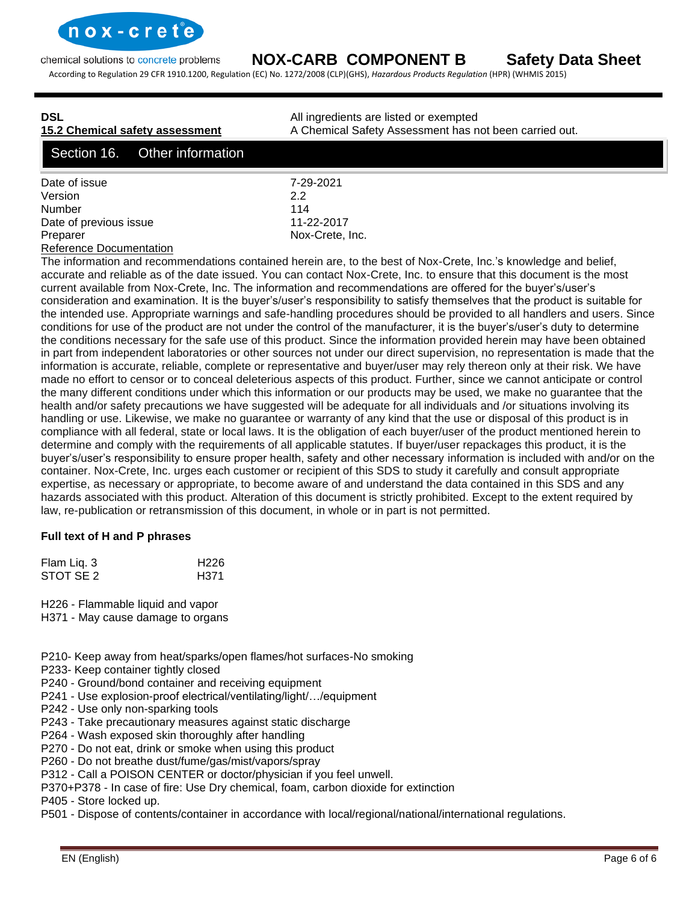| | |
|---|---|
| **DSL** | All ingredients are listed or exempted |
| **15.2 Chemical safety assessment** | A Chemical Safety Assessment has not been carried out. |

## Section 16. Other information

| | |
|---|---|
| Date of issue | 7-29-2021 |
| Version | 2.2 |
| Number | 114 |
| Date of previous issue | 11-22-2017 |
| Preparer | Nox-Crete, Inc. |

Reference Documentation

The information and recommendations contained herein are, to the best of Nox-Crete, Inc.'s knowledge and belief, accurate and reliable as of the date issued. You can contact Nox-Crete, Inc. to ensure that this document is the most current available from Nox-Crete, Inc. The information and recommendations are offered for the buyer's/user's consideration and examination. It is the buyer's/user's responsibility to satisfy themselves that the product is suitable for the intended use. Appropriate warnings and safe-handling procedures should be provided to all handlers and users. Since conditions for use of the product are not under the control of the manufacturer, it is the buyer's/user's duty to determine the conditions necessary for the safe use of this product. Since the information provided herein may have been obtained in part from independent laboratories or other sources not under our direct supervision, no representation is made that the information is accurate, reliable, complete or representative and buyer/user may rely thereon only at their risk. We have made no effort to censor or to conceal deleterious aspects of this product. Further, since we cannot anticipate or control the many different conditions under which this information or our products may be used, we make no guarantee that the health and/or safety precautions we have suggested will be adequate for all individuals and /or situations involving its handling or use. Likewise, we make no guarantee or warranty of any kind that the use or disposal of this product is in compliance with all federal, state or local laws. It is the obligation of each buyer/user of the product mentioned herein to determine and comply with the requirements of all applicable statutes. If buyer/user repackages this product, it is the buyer's/user's responsibility to ensure proper health, safety and other necessary information is included with and/or on the container. Nox-Crete, Inc. urges each customer or recipient of this SDS to study it carefully and consult appropriate expertise, as necessary or appropriate, to become aware of and understand the data contained in this SDS and any hazards associated with this product. Alteration of this document is strictly prohibited. Except to the extent required by law, re-publication or retransmission of this document, in whole or in part is not permitted.

**Full text of H and P phrases**

| | |
|---|---|
| Flam Liq. 3 | H226 |
| STOT SE 2 | H371 |

H226 - Flammable liquid and vapor
H371 - May cause damage to organs

P210- Keep away from heat/sparks/open flames/hot surfaces-No smoking
P233- Keep container tightly closed
P240 - Ground/bond container and receiving equipment
P241 - Use explosion-proof electrical/ventilating/light/…/equipment
P242 - Use only non-sparking tools
P243 - Take precautionary measures against static discharge
P264 - Wash exposed skin thoroughly after handling
P270 - Do not eat, drink or smoke when using this product
P260 - Do not breathe dust/fume/gas/mist/vapors/spray
P312 - Call a POISON CENTER or doctor/physician if you feel unwell.
P370+P378 - In case of fire: Use Dry chemical, foam, carbon dioxide for extinction
P405 - Store locked up.
P501 - Dispose of contents/container in accordance with local/regional/national/international regulations.